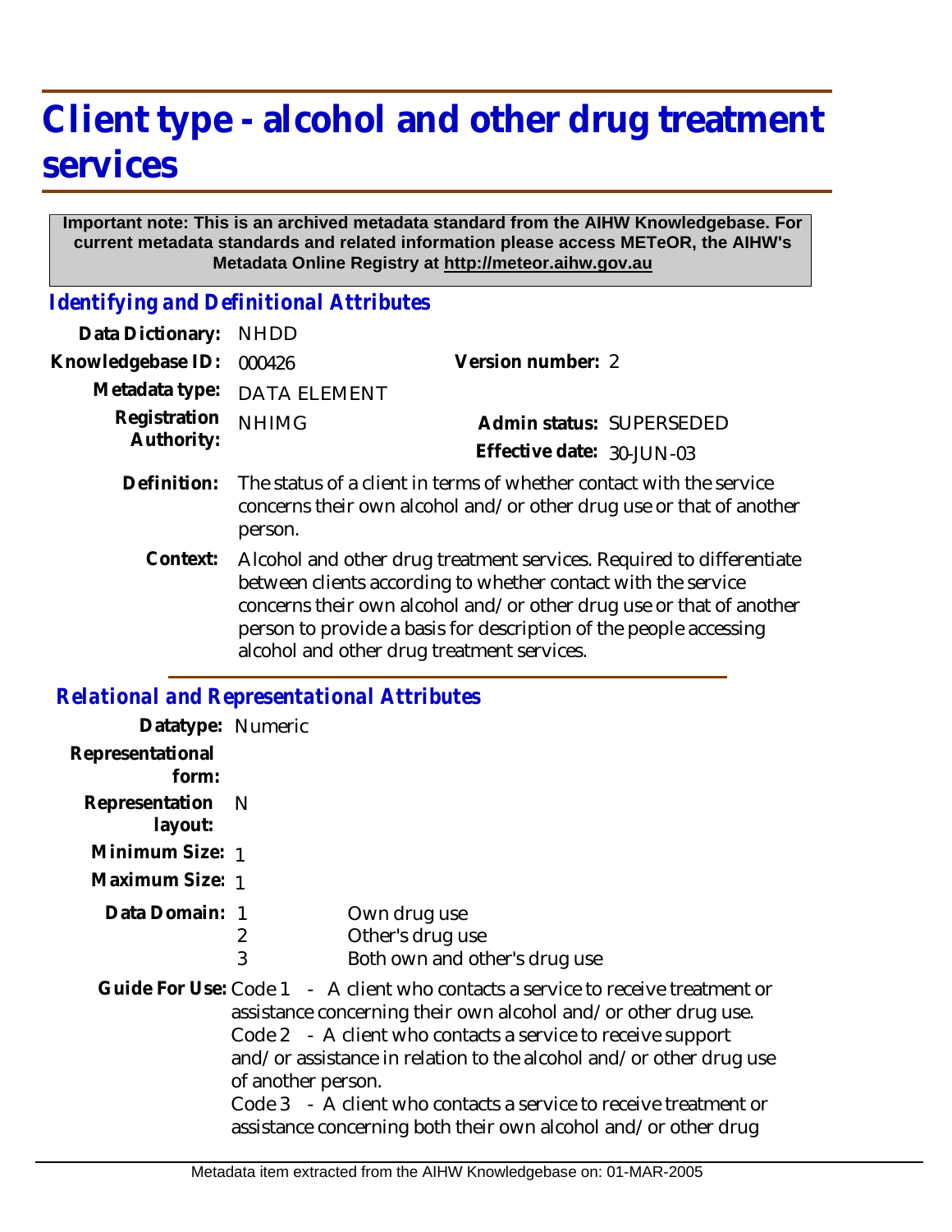# Client type - alcohol and other drug treatment services

**Important note: This is an archived metadata standard from the AIHW Knowledgebase. For current metadata standards and related information please access METeOR, the AIHW's Metadata Online Registry at http://meteor.aihw.gov.au**

## *Identifying and Definitional Attributes*

**Data Dictionary:** NHDD

**Knowledgebase ID:** 000426

**Version number:** 2

**Metadata type:** DATA ELEMENT

**Registration Authority:** NHIMG

**Admin status:** SUPERSEDED

**Effective date:** 30-JUN-03

**Definition:** The status of a client in terms of whether contact with the service concerns their own alcohol and/or other drug use or that of another person.

**Context:** Alcohol and other drug treatment services. Required to differentiate between clients according to whether contact with the service concerns their own alcohol and/or other drug use or that of another person to provide a basis for description of the people accessing alcohol and other drug treatment services.

## *Relational and Representational Attributes*

**Datatype:** Numeric

**Representational form:**

**Representation layout:** N

**Minimum Size:** 1

**Maximum Size:** 1

**Data Domain:**

| | |
|---|---|
| 1 | Own drug use |
| 2 | Other's drug use |
| 3 | Both own and other's drug use |

**Guide For Use:** Code 1 - A client who contacts a service to receive treatment or assistance concerning their own alcohol and/or other drug use.
Code 2 - A client who contacts a service to receive support and/or assistance in relation to the alcohol and/or other drug use of another person.
Code 3 - A client who contacts a service to receive treatment or assistance concerning both their own alcohol and/or other drug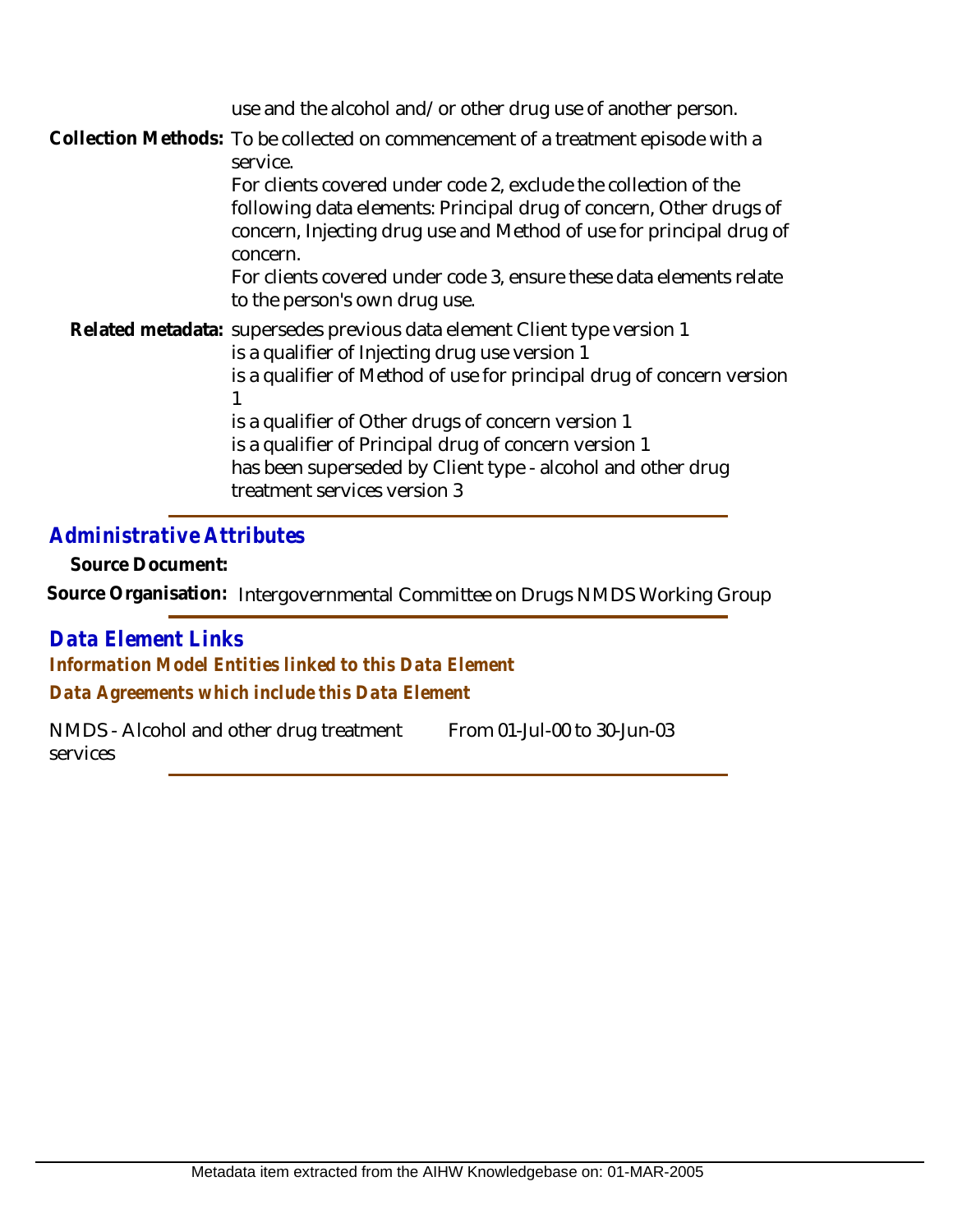use and the alcohol and/or other drug use of another person.

**Collection Methods:** To be collected on commencement of a treatment episode with a service.

For clients covered under code 2, exclude the collection of the following data elements: Principal drug of concern, Other drugs of concern, Injecting drug use and Method of use for principal drug of concern.

For clients covered under code 3, ensure these data elements relate to the person's own drug use.

**Related metadata:** supersedes previous data element Client type version 1

is a qualifier of Injecting drug use version 1

is a qualifier of Method of use for principal drug of concern version 1

is a qualifier of Other drugs of concern version 1

is a qualifier of Principal drug of concern version 1

has been superseded by Client type - alcohol and other drug treatment services version 3

## Administrative Attributes

**Source Document:**

**Source Organisation:** Intergovernmental Committee on Drugs NMDS Working Group

## Data Element Links

### Information Model Entities linked to this Data Element

### Data Agreements which include this Data Element

| | |
|---|---|
| NMDS - Alcohol and other drug treatment services | From 01-Jul-00 to 30-Jun-03 |

Metadata item extracted from the AIHW Knowledgebase on: 01-MAR-2005